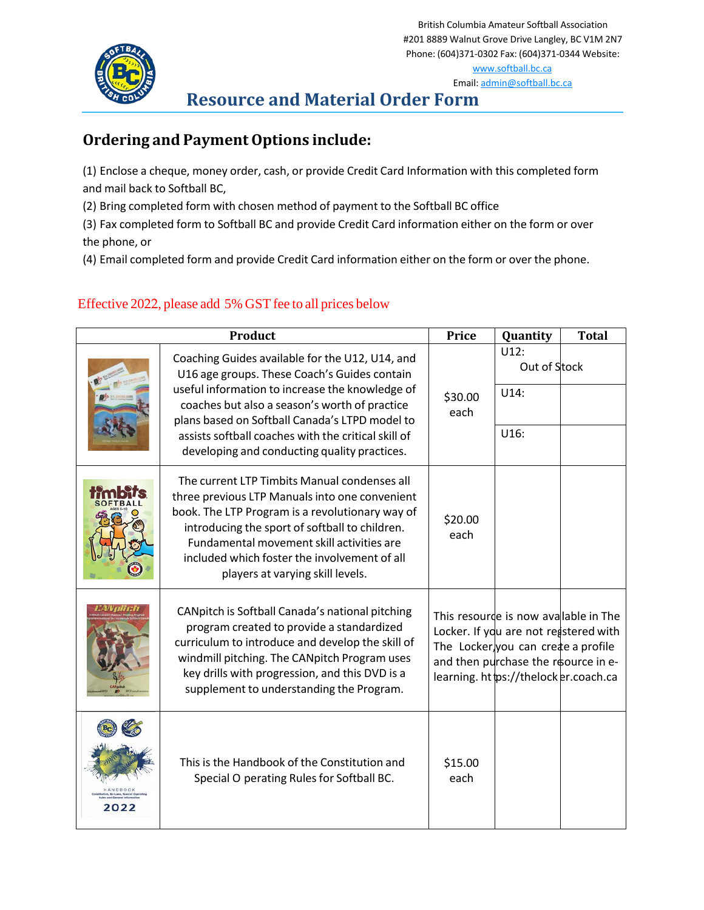British Columbia Amateur Softball Association
#201 8889 Walnut Grove Drive Langley, BC V1M 2N7
Phone: (604)371-0302 Fax: (604)371-0344 Website: www.softball.bc.ca
Email: admin@softball.bc.ca

# Resource and Material Order Form

## Ordering and Payment Options include:

(1) Enclose a cheque, money order, cash, or provide Credit Card Information with this completed form and mail back to Softball BC,
(2) Bring completed form with chosen method of payment to the Softball BC office
(3) Fax completed form to Softball BC and provide Credit Card information either on the form or over the phone, or
(4) Email completed form and provide Credit Card information either on the form or over the phone.

Effective 2022, please add 5% GST fee to all prices below

| Product | | Price | Quantity | Total |
|---|---|---|---|---|
| | Coaching Guides available for the U12, U14, and U16 age groups. These Coach's Guides contain useful information to increase the knowledge of coaches but also a season's worth of practice plans based on Softball Canada's LTPD model to assists softball coaches with the critical skill of developing and conducting quality practices. | $30.00 each | U12: Out of Stock | |
| | | | U14: | |
| | | | U16: | |
| | The current LTP Timbits Manual condenses all three previous LTP Manuals into one convenient book. The LTP Program is a revolutionary way of introducing the sport of softball to children. Fundamental movement skill activities are included which foster the involvement of all players at varying skill levels. | $20.00 each | | |
| | CANpitch is Softball Canada's national pitching program created to provide a standardized curriculum to introduce and develop the skill of windmill pitching. The CANpitch Program uses key drills with progression, and this DVD is a supplement to understanding the Program. | This resource is now available in The Locker. If you are not registered with The Locker, you can create a profile and then purchase the resource in e-learning. https://thelocker.coach.ca | | |
| | This is the Handbook of the Constitution and Special Operating Rules for Softball BC. | $15.00 each | | |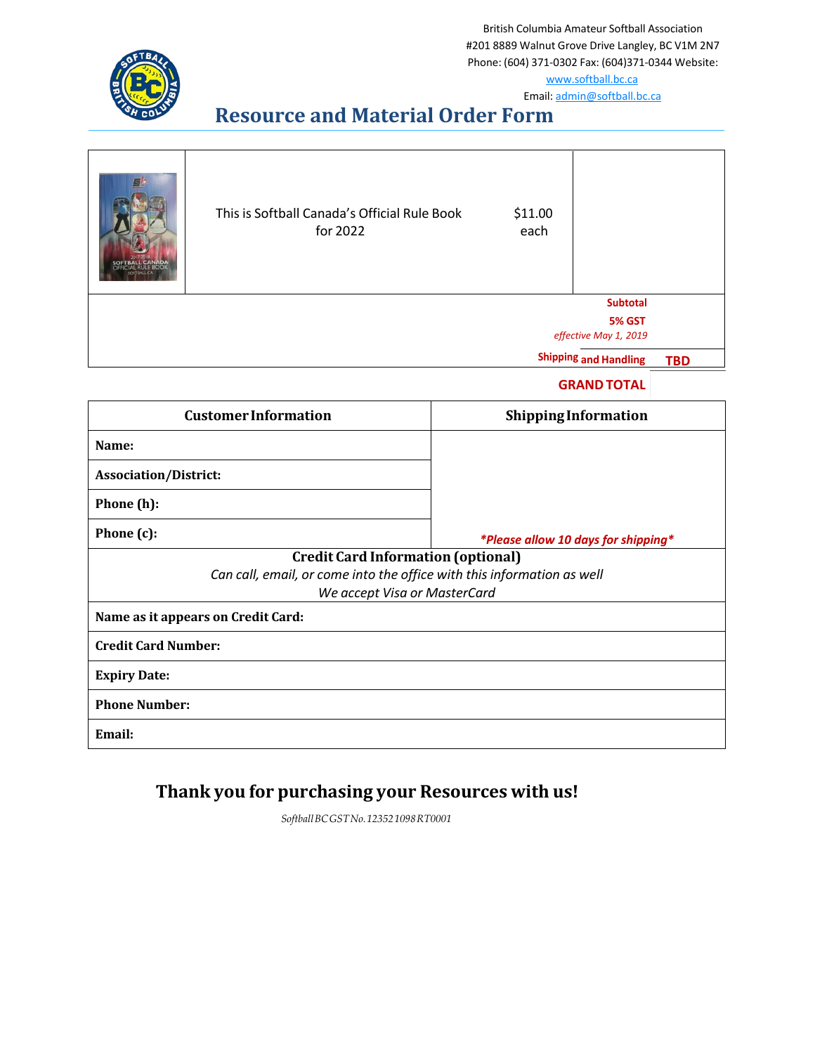British Columbia Amateur Softball Association
#201 8889 Walnut Grove Drive Langley, BC V1M 2N7
Phone: (604) 371-0302 Fax: (604)371-0344 Website: www.softball.bc.ca
Email: admin@softball.bc.ca

# Resource and Material Order Form

| | | | |
|---|---|---|---|
| | This is Softball Canada's Official Rule Book for 2022 | $11.00 each | |
| | | **Subtotal** | |
| | | **5% GST** *effective May 1, 2019* | |
| | | **Shipping and Handling** | **TBD** |
| | | **GRAND TOTAL** | |

| Customer Information | Shipping Information |
|---|---|
| **Name:** | |
| **Association/District:** | |
| **Phone (h):** | |
| **Phone (c):** | ***Please allow 10 days for shipping*** |

| **Credit Card Information (optional)** *Can call, email, or come into the office with this information as well* *We accept Visa or MasterCard* |
|---|
| **Name as it appears on Credit Card:** |
| **Credit Card Number:** |
| **Expiry Date:** |
| **Phone Number:** |
| **Email:** |

## Thank you for purchasing your Resources with us!

*Softball BC GST No. 123521098RT0001*